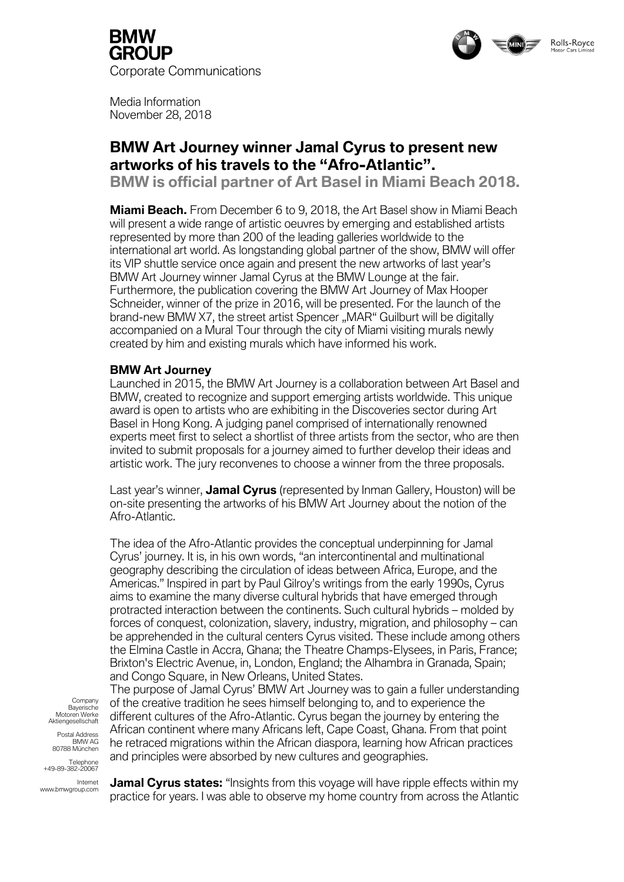BMW GROUP
Corporate Communications

Media Information
November 28, 2018

# BMW Art Journey winner Jamal Cyrus to present new artworks of his travels to the "Afro-Atlantic".

## BMW is official partner of Art Basel in Miami Beach 2018.

**Miami Beach.** From December 6 to 9, 2018, the Art Basel show in Miami Beach will present a wide range of artistic oeuvres by emerging and established artists represented by more than 200 of the leading galleries worldwide to the international art world. As longstanding global partner of the show, BMW will offer its VIP shuttle service once again and present the new artworks of last year's BMW Art Journey winner Jamal Cyrus at the BMW Lounge at the fair. Furthermore, the publication covering the BMW Art Journey of Max Hooper Schneider, winner of the prize in 2016, will be presented. For the launch of the brand-new BMW X7, the street artist Spencer „MAR" Guilburt will be digitally accompanied on a Mural Tour through the city of Miami visiting murals newly created by him and existing murals which have informed his work.

**BMW Art Journey**

Launched in 2015, the BMW Art Journey is a collaboration between Art Basel and BMW, created to recognize and support emerging artists worldwide. This unique award is open to artists who are exhibiting in the Discoveries sector during Art Basel in Hong Kong. A judging panel comprised of internationally renowned experts meet first to select a shortlist of three artists from the sector, who are then invited to submit proposals for a journey aimed to further develop their ideas and artistic work. The jury reconvenes to choose a winner from the three proposals.

Last year's winner, **Jamal Cyrus** (represented by Inman Gallery, Houston) will be on-site presenting the artworks of his BMW Art Journey about the notion of the Afro-Atlantic.

The idea of the Afro-Atlantic provides the conceptual underpinning for Jamal Cyrus' journey. It is, in his own words, "an intercontinental and multinational geography describing the circulation of ideas between Africa, Europe, and the Americas." Inspired in part by Paul Gilroy's writings from the early 1990s, Cyrus aims to examine the many diverse cultural hybrids that have emerged through protracted interaction between the continents. Such cultural hybrids – molded by forces of conquest, colonization, slavery, industry, migration, and philosophy – can be apprehended in the cultural centers Cyrus visited. These include among others the Elmina Castle in Accra, Ghana; the Theatre Champs-Elysees, in Paris, France; Brixton's Electric Avenue, in, London, England; the Alhambra in Granada, Spain; and Congo Square, in New Orleans, United States.

The purpose of Jamal Cyrus' BMW Art Journey was to gain a fuller understanding of the creative tradition he sees himself belonging to, and to experience the different cultures of the Afro-Atlantic. Cyrus began the journey by entering the African continent where many Africans left, Cape Coast, Ghana. From that point he retraced migrations within the African diaspora, learning how African practices and principles were absorbed by new cultures and geographies.

**Jamal Cyrus states:** "Insights from this voyage will have ripple effects within my practice for years. I was able to observe my home country from across the Atlantic

Company
Bayerische
Motoren Werke
Aktiengesellschaft

Postal Address
BMW AG
80788 München

Telephone
+49-89-382-20067

Internet
www.bmwgroup.com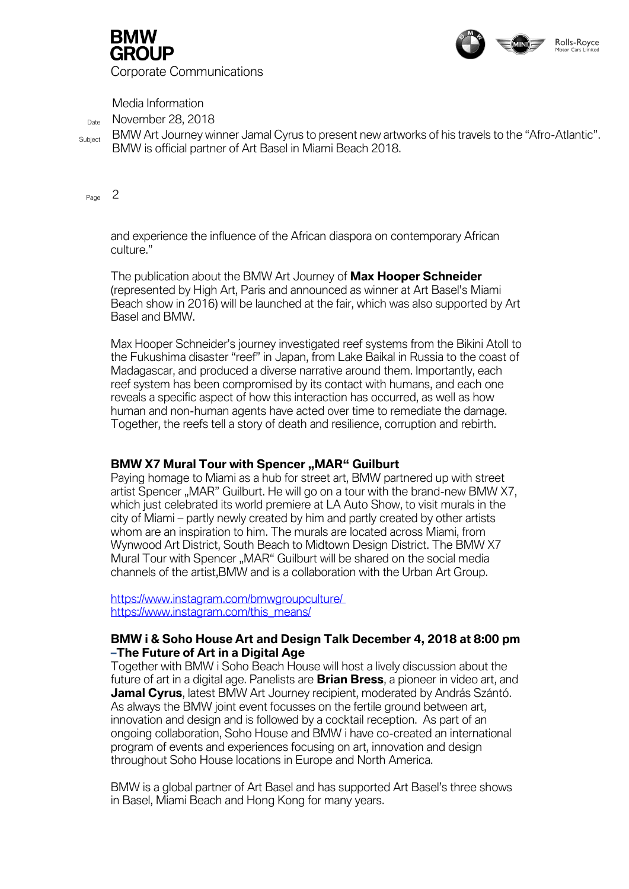and experience the influence of the African diaspora on contemporary African culture."

The publication about the BMW Art Journey of **Max Hooper Schneider** (represented by High Art, Paris and announced as winner at Art Basel's Miami Beach show in 2016) will be launched at the fair, which was also supported by Art Basel and BMW.

Max Hooper Schneider's journey investigated reef systems from the Bikini Atoll to the Fukushima disaster "reef" in Japan, from Lake Baikal in Russia to the coast of Madagascar, and produced a diverse narrative around them. Importantly, each reef system has been compromised by its contact with humans, and each one reveals a specific aspect of how this interaction has occurred, as well as how human and non-human agents have acted over time to remediate the damage. Together, the reefs tell a story of death and resilience, corruption and rebirth.

**BMW X7 Mural Tour with Spencer „MAR" Guilburt**

Paying homage to Miami as a hub for street art, BMW partnered up with street artist Spencer „MAR" Guilburt. He will go on a tour with the brand-new BMW X7, which just celebrated its world premiere at LA Auto Show, to visit murals in the city of Miami – partly newly created by him and partly created by other artists whom are an inspiration to him. The murals are located across Miami, from Wynwood Art District, South Beach to Midtown Design District. The BMW X7 Mural Tour with Spencer „MAR" Guilburt will be shared on the social media channels of the artist,BMW and is a collaboration with the Urban Art Group.

https://www.instagram.com/bmwgroupculture/
https://www.instagram.com/this_means/

**BMW i & Soho House Art and Design Talk December 4, 2018 at 8:00 pm –The Future of Art in a Digital Age**

Together with BMW i Soho Beach House will host a lively discussion about the future of art in a digital age. Panelists are **Brian Bress**, a pioneer in video art, and **Jamal Cyrus**, latest BMW Art Journey recipient, moderated by András Szántó. As always the BMW joint event focusses on the fertile ground between art, innovation and design and is followed by a cocktail reception. As part of an ongoing collaboration, Soho House and BMW i have co-created an international program of events and experiences focusing on art, innovation and design throughout Soho House locations in Europe and North America.

BMW is a global partner of Art Basel and has supported Art Basel's three shows in Basel, Miami Beach and Hong Kong for many years.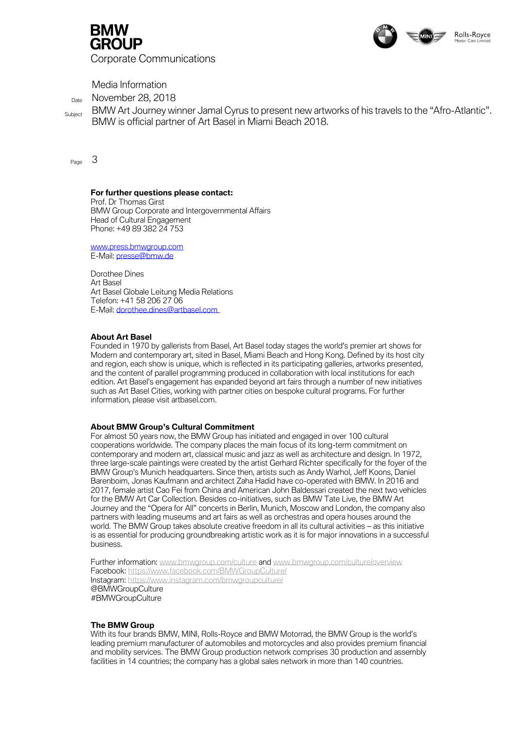**For further questions please contact:**
Prof. Dr Thomas Girst
BMW Group Corporate and Intergovernmental Affairs
Head of Cultural Engagement
Phone: +49 89 382 24 753

www.press.bmwgroup.com
E-Mail: presse@bmw.de

Dorothee Dines
Art Basel
Art Basel Globale Leitung Media Relations
Telefon: +41 58 206 27 06
E-Mail: dorothee.dines@artbasel.com

**About Art Basel**
Founded in 1970 by gallerists from Basel, Art Basel today stages the world's premier art shows for Modern and contemporary art, sited in Basel, Miami Beach and Hong Kong. Defined by its host city and region, each show is unique, which is reflected in its participating galleries, artworks presented, and the content of parallel programming produced in collaboration with local institutions for each edition. Art Basel's engagement has expanded beyond art fairs through a number of new initiatives such as Art Basel Cities, working with partner cities on bespoke cultural programs. For further information, please visit artbasel.com.

**About BMW Group's Cultural Commitment**
For almost 50 years now, the BMW Group has initiated and engaged in over 100 cultural cooperations worldwide. The company places the main focus of its long-term commitment on contemporary and modern art, classical music and jazz as well as architecture and design. In 1972, three large-scale paintings were created by the artist Gerhard Richter specifically for the foyer of the BMW Group's Munich headquarters. Since then, artists such as Andy Warhol, Jeff Koons, Daniel Barenboim, Jonas Kaufmann and architect Zaha Hadid have co-operated with BMW. In 2016 and 2017, female artist Cao Fei from China and American John Baldessari created the next two vehicles for the BMW Art Car Collection. Besides co-initiatives, such as BMW Tate Live, the BMW Art Journey and the "Opera for All" concerts in Berlin, Munich, Moscow and London, the company also partners with leading museums and art fairs as well as orchestras and opera houses around the world. The BMW Group takes absolute creative freedom in all its cultural activities – as this initiative is as essential for producing groundbreaking artistic work as it is for major innovations in a successful business.

Further information: www.bmwgroup.com/culture and www.bmwgroup.com/culture/overview
Facebook: https://www.facebook.com/BMWGroupCulture/
Instagram: https://www.instagram.com/bmwgroupculture/
@BMWGroupCulture
#BMWGroupCulture

**The BMW Group**
With its four brands BMW, MINI, Rolls-Royce and BMW Motorrad, the BMW Group is the world's leading premium manufacturer of automobiles and motorcycles and also provides premium financial and mobility services. The BMW Group production network comprises 30 production and assembly facilities in 14 countries; the company has a global sales network in more than 140 countries.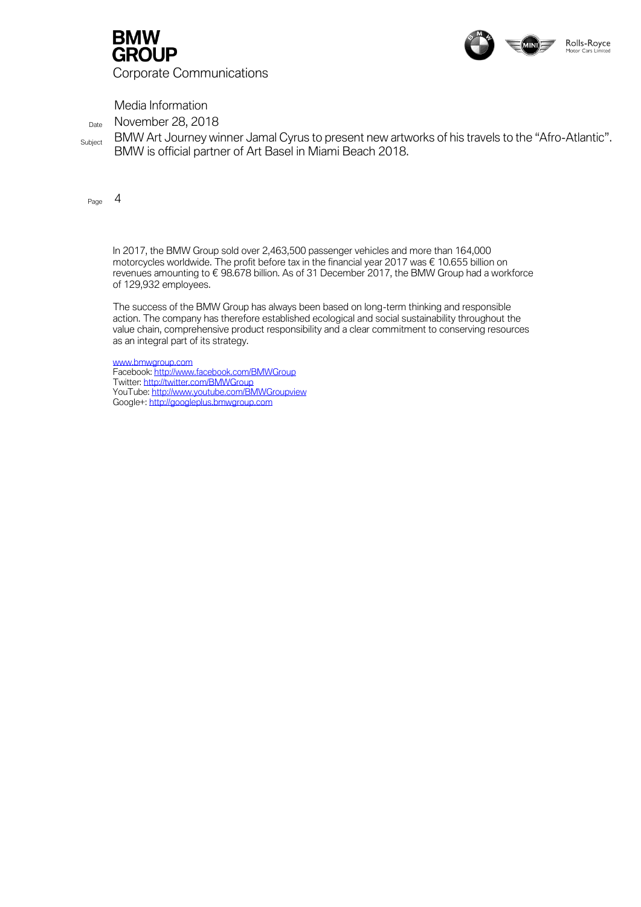In 2017, the BMW Group sold over 2,463,500 passenger vehicles and more than 164,000 motorcycles worldwide. The profit before tax in the financial year 2017 was € 10.655 billion on revenues amounting to € 98.678 billion. As of 31 December 2017, the BMW Group had a workforce of 129,932 employees.

The success of the BMW Group has always been based on long-term thinking and responsible action. The company has therefore established ecological and social sustainability throughout the value chain, comprehensive product responsibility and a clear commitment to conserving resources as an integral part of its strategy.

www.bmwgroup.com
Facebook: http://www.facebook.com/BMWGroup
Twitter: http://twitter.com/BMWGroup
YouTube: http://www.youtube.com/BMWGroupview
Google+: http://googleplus.bmwgroup.com